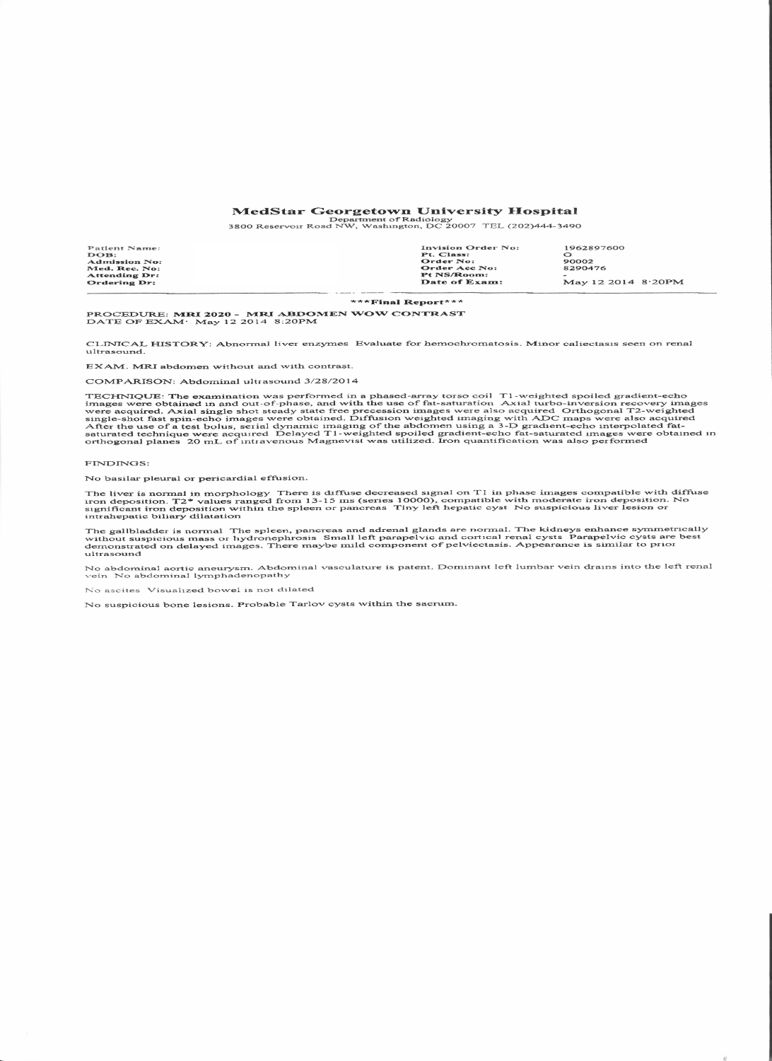# MedStar Georgetown University Hospital

Department of Radiology
3800 Reservoir Road NW, Washington, DC 20007 TEL (202)444-3490

| | | | |
|---|---|---|---|
| **Patient Name:** | | **Invision Order No:** | 1962897600 |
| **DOB:** | | **Pt. Class:** | O |
| **Admission No:** | | **Order No:** | 90002 |
| **Med. Rec. No:** | | **Order Acc No:** | 8290476 |
| **Attending Dr:** | | **Pt NS/Room:** | - |
| **Ordering Dr:** | | **Date of Exam:** | May 12 2014 8:20PM |

***Final Report***

PROCEDURE: **MRI 2020 - MRI ABDOMEN WOW CONTRAST**
DATE OF EXAM: May 12 2014 8:20PM

CLINICAL HISTORY: Abnormal liver enzymes Evaluate for hemochromatosis. Minor caliectasis seen on renal ultrasound.

EXAM. MRI abdomen without and with contrast.

COMPARISON: Abdominal ultrasound 3/28/2014

TECHNIQUE: The examination was performed in a phased-array torso coil T1-weighted spoiled gradient-echo images were obtained in and out-of-phase, and with the use of fat-saturation Axial turbo-inversion recovery images were acquired. Axial single shot steady state free precession images were also acquired Orthogonal T2-weighted single-shot fast spin-echo images were obtained. Diffusion weighted imaging with ADC maps were also acquired After the use of a test bolus, serial dynamic imaging of the abdomen using a 3-D gradient-echo interpolated fat-saturated technique were acquired Delayed T1-weighted spoiled gradient-echo fat-saturated images were obtained in orthogonal planes 20 mL of intravenous Magnevist was utilized. Iron quantification was also performed

FINDINGS:

No basilar pleural or pericardial effusion.

The liver is normal in morphology There is diffuse decreased signal on T1 in phase images compatible with diffuse iron deposition. T2* values ranged from 13-15 ms (series 10000), compatible with moderate iron deposition. No significant iron deposition within the spleen or pancreas Tiny left hepatic cyst No suspicious liver lesion or intrahepatic biliary dilatation

The gallbladder is normal The spleen, pancreas and adrenal glands are normal. The kidneys enhance symmetrically without suspicious mass or hydronephrosis Small left parapelvic and cortical renal cysts Parapelvic cysts are best demonstrated on delayed images. There maybe mild component of pelviectasis. Appearance is similar to prior ultrasound

No abdominal aortic aneurysm. Abdominal vasculature is patent. Dominant left lumbar vein drains into the left renal vein No abdominal lymphadenopathy

No ascites Visualized bowel is not dilated

No suspicious bone lesions. Probable Tarlov cysts within the sacrum.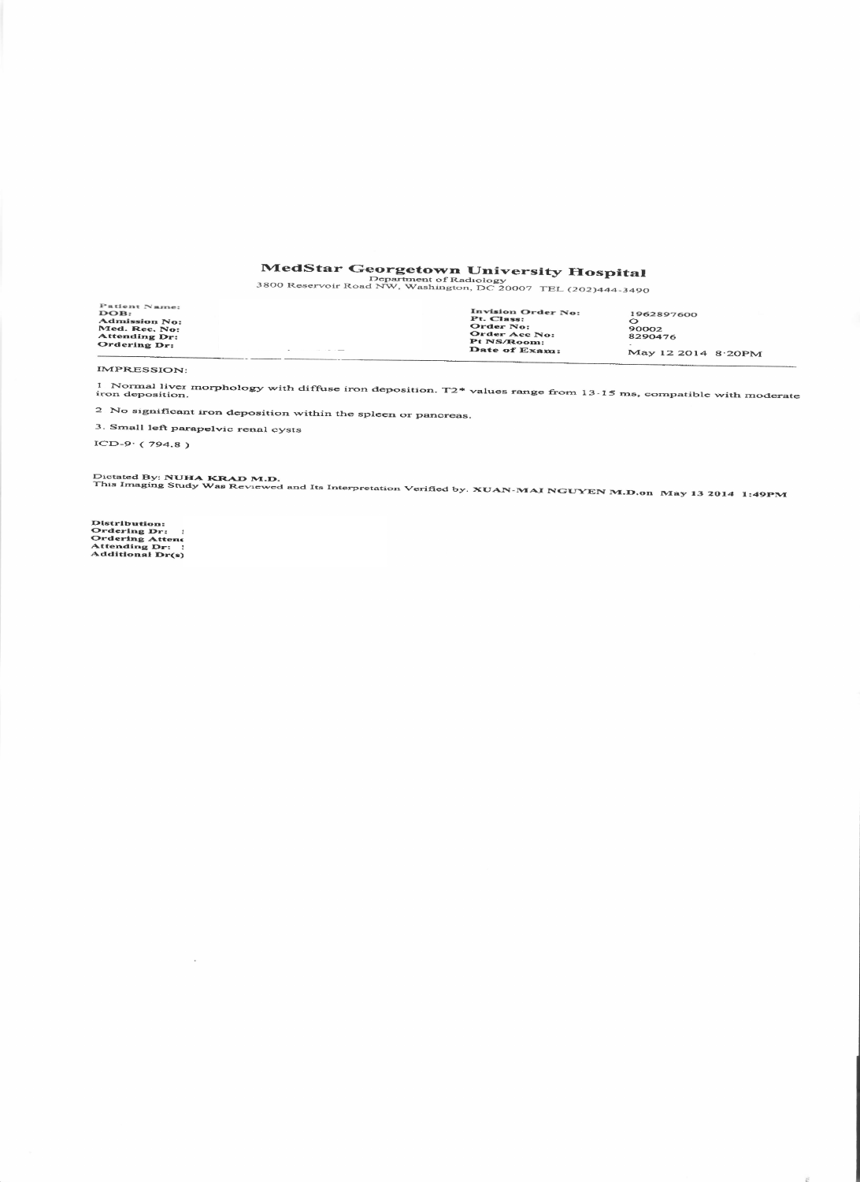# MedStar Georgetown University Hospital

Department of Radiology
3800 Reservoir Road NW, Washington, DC 20007 TEL (202)444-3490

| | | | |
|---|---|---|---|
| **Patient Name:** | | **Invision Order No:** | 1962897600 |
| **DOB:** | | **Pt. Class:** | O |
| **Admission No:** | | **Order No:** | 90002 |
| **Med. Rec. No:** | | **Order Acc No:** | 8290476 |
| **Attending Dr:** | | **Pt NS/Room:** | |
| **Ordering Dr:** | | **Date of Exam:** | May 12 2014 8:20PM |

IMPRESSION:

1 Normal liver morphology with diffuse iron deposition. T2* values range from 13-15 ms, compatible with moderate iron deposition.

2 No significant iron deposition within the spleen or pancreas.

3. Small left parapelvic renal cysts

ICD-9: ( 794.8 )

Dictated By: **NUHA KRAD M.D.**
This Imaging Study Was Reviewed and Its Interpretation Verified by. **XUAN-MAI NGUYEN M.D.on May 13 2014 1:49PM**

**Distribution:**
**Ordering Dr:**
**Ordering Attend**
**Attending Dr:**
**Additional Dr(s)**